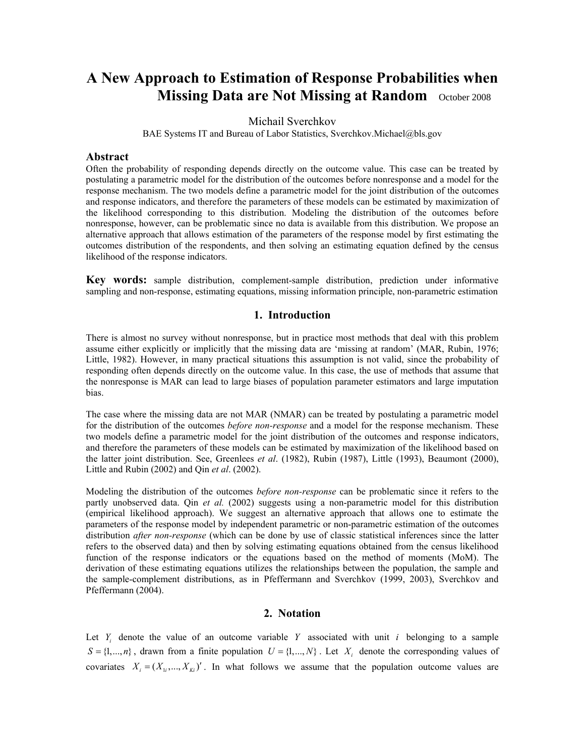# A New Approach to Estimation of Response Probabilities when Missing Data are Not Missing at Random

October 2008

Michail Sverchkov

BAE Systems IT and Bureau of Labor Statistics, Sverchkov.Michael@bls.gov

## Abstract

Often the probability of responding depends directly on the outcome value. This case can be treated by postulating a parametric model for the distribution of the outcomes before nonresponse and a model for the response mechanism. The two models define a parametric model for the joint distribution of the outcomes and response indicators, and therefore the parameters of these models can be estimated by maximization of the likelihood corresponding to this distribution. Modeling the distribution of the outcomes before nonresponse, however, can be problematic since no data is available from this distribution. We propose an alternative approach that allows estimation of the parameters of the response model by first estimating the outcomes distribution of the respondents, and then solving an estimating equation defined by the census likelihood of the response indicators.

**Key words:** sample distribution, complement-sample distribution, prediction under informative sampling and non-response, estimating equations, missing information principle, non-parametric estimation

## 1. Introduction

There is almost no survey without nonresponse, but in practice most methods that deal with this problem assume either explicitly or implicitly that the missing data are 'missing at random' (MAR, Rubin, 1976; Little, 1982). However, in many practical situations this assumption is not valid, since the probability of responding often depends directly on the outcome value. In this case, the use of methods that assume that the nonresponse is MAR can lead to large biases of population parameter estimators and large imputation bias.

The case where the missing data are not MAR (NMAR) can be treated by postulating a parametric model for the distribution of the outcomes *before non-response* and a model for the response mechanism. These two models define a parametric model for the joint distribution of the outcomes and response indicators, and therefore the parameters of these models can be estimated by maximization of the likelihood based on the latter joint distribution. See, Greenlees *et al*. (1982), Rubin (1987), Little (1993), Beaumont (2000), Little and Rubin (2002) and Qin *et al*. (2002).

Modeling the distribution of the outcomes *before non-response* can be problematic since it refers to the partly unobserved data. Qin *et al.* (2002) suggests using a non-parametric model for this distribution (empirical likelihood approach). We suggest an alternative approach that allows one to estimate the parameters of the response model by independent parametric or non-parametric estimation of the outcomes distribution *after non-response* (which can be done by use of classic statistical inferences since the latter refers to the observed data) and then by solving estimating equations obtained from the census likelihood function of the response indicators or the equations based on the method of moments (MoM). The derivation of these estimating equations utilizes the relationships between the population, the sample and the sample-complement distributions, as in Pfeffermann and Sverchkov (1999, 2003), Sverchkov and Pfeffermann (2004).

## 2. Notation

Let $Y_i$ denote the value of an outcome variable $Y$ associated with unit $i$ belonging to a sample $S = \{1,...,n\}$, drawn from a finite population $U = \{1,...,N\}$. Let $X_i$ denote the corresponding values of covariates $X_i = (X_{1i},...,X_{Ki})'$. In what follows we assume that the population outcome values are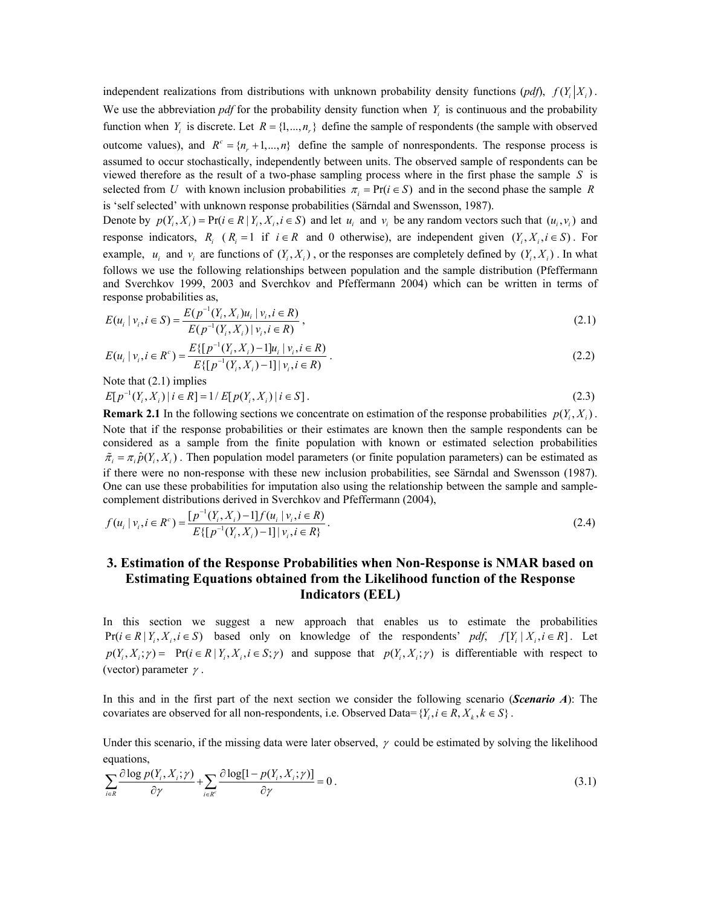independent realizations from distributions with unknown probability density functions (*pdf*), $f(Y_i | X_i)$. We use the abbreviation *pdf* for the probability density function when $Y_i$ is continuous and the probability function when $Y_i$ is discrete. Let $R = \{1,...,n_r\}$ define the sample of respondents (the sample with observed outcome values), and $R^c = \{n_r + 1,...,n\}$ define the sample of nonrespondents. The response process is assumed to occur stochastically, independently between units. The observed sample of respondents can be viewed therefore as the result of a two-phase sampling process where in the first phase the sample $S$ is selected from $U$ with known inclusion probabilities $\pi_i = \Pr(i \in S)$ and in the second phase the sample $R$ is 'self selected' with unknown response probabilities (Särndal and Swensson, 1987).

Denote by $p(Y_i, X_i) = \Pr(i \in R | Y_i, X_i, i \in S)$ and let $u_i$ and $v_i$ be any random vectors such that $(u_i, v_i)$ and response indicators, $R_i$ ($R_i = 1$ if $i \in R$ and 0 otherwise), are independent given $(Y_i, X_i, i \in S)$. For example, $u_i$ and $v_i$ are functions of $(Y_i, X_i)$, or the responses are completely defined by $(Y_i, X_i)$. In what follows we use the following relationships between population and the sample distribution (Pfeffermann and Sverchkov 1999, 2003 and Sverchkov and Pfeffermann 2004) which can be written in terms of response probabilities as,

$$E(u_i | v_i, i \in S) = \frac{E(p^{-1}(Y_i, X_i) u_i | v_i, i \in R)}{E(p^{-1}(Y_i, X_i) | v_i, i \in R)}, \tag{2.1}$$

$$E(u_i | v_i, i \in R^c) = \frac{E\{[p^{-1}(Y_i, X_i) - 1] u_i | v_i, i \in R)}{E\{[p^{-1}(Y_i, X_i) - 1] | v_i, i \in R)}. \tag{2.2}$$

Note that (2.1) implies

$$E[p^{-1}(Y_i, X_i) | i \in R] = 1 / E[p(Y_i, X_i) | i \in S]. \tag{2.3}$$

**Remark 2.1** In the following sections we concentrate on estimation of the response probabilities $p(Y_i, X_i)$. Note that if the response probabilities or their estimates are known then the sample respondents can be considered as a sample from the finite population with known or estimated selection probabilities $\tilde{\pi}_i = \pi_i \hat{p}(Y_i, X_i)$. Then population model parameters (or finite population parameters) can be estimated as if there were no non-response with these new inclusion probabilities, see Särndal and Swensson (1987). One can use these probabilities for imputation also using the relationship between the sample and sample-complement distributions derived in Sverchkov and Pfeffermann (2004),

$$f(u_i | v_i, i \in R^c) = \frac{[p^{-1}(Y_i, X_i) - 1] f(u_i | v_i, i \in R)}{E\{[p^{-1}(Y_i, X_i) - 1] | v_i, i \in R\}}. \tag{2.4}$$

# 3. Estimation of the Response Probabilities when Non-Response is NMAR based on Estimating Equations obtained from the Likelihood function of the Response Indicators (EEL)

In this section we suggest a new approach that enables us to estimate the probabilities $\Pr(i \in R | Y_i, X_i, i \in S)$ based only on knowledge of the respondents' *pdf*, $f[Y_i | X_i, i \in R]$. Let $p(Y_i, X_i; \gamma) =$ $\Pr(i \in R | Y_i, X_i, i \in S; \gamma)$ and suppose that $p(Y_i, X_i; \gamma)$ is differentiable with respect to (vector) parameter $\gamma$.

In this and in the first part of the next section we consider the following scenario (***Scenario A***): The covariates are observed for all non-respondents, i.e. Observed Data= $\{Y_i, i \in R, X_k, k \in S\}$.

Under this scenario, if the missing data were later observed, $\gamma$ could be estimated by solving the likelihood equations,

$$\sum_{i \in R} \frac{\partial \log p(Y_i, X_i; \gamma)}{\partial \gamma} + \sum_{i \in R^c} \frac{\partial \log[1 - p(Y_i, X_i; \gamma)]}{\partial \gamma} = 0. \tag{3.1}$$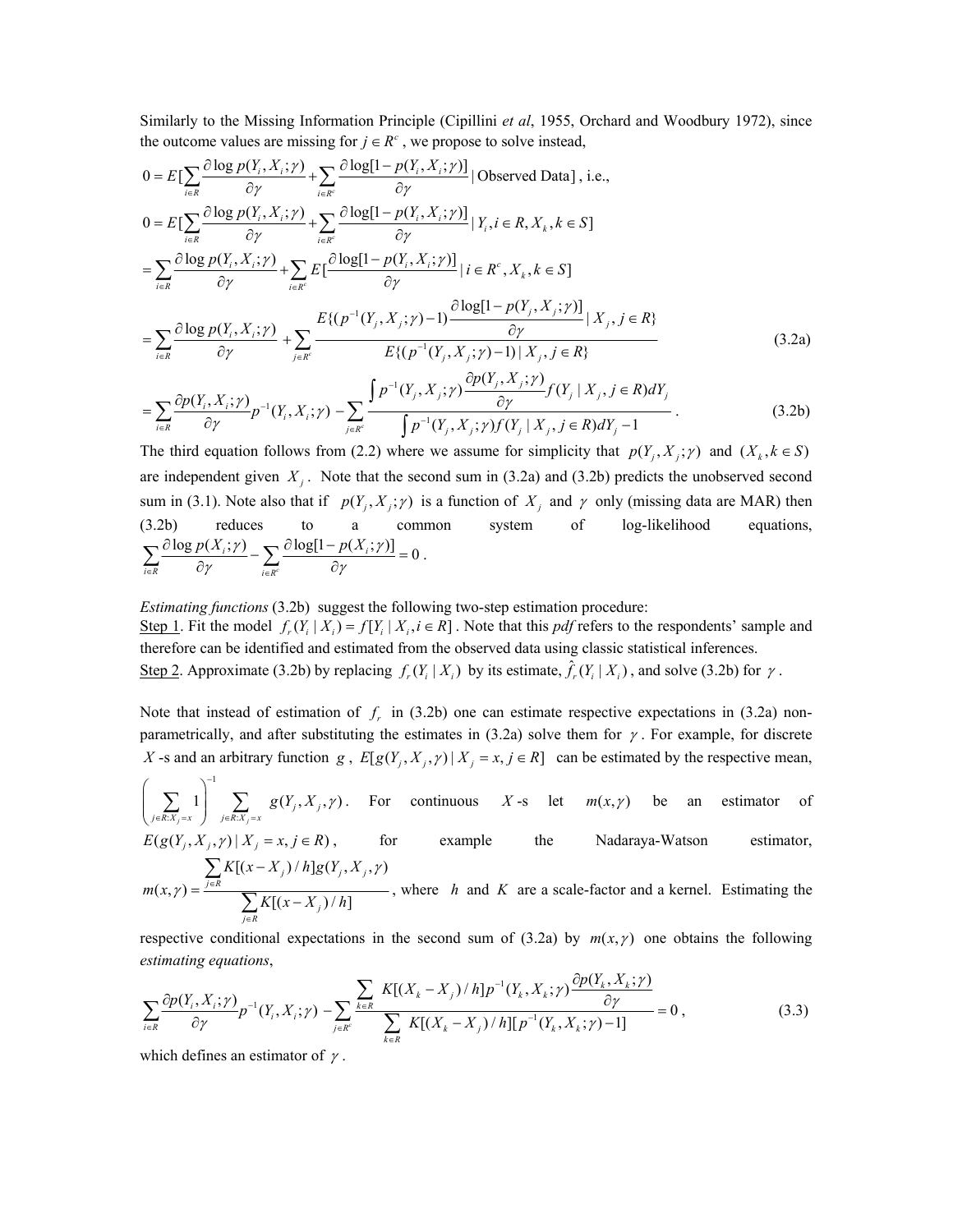Similarly to the Missing Information Principle (Cipillini *et al*, 1955, Orchard and Woodbury 1972), since the outcome values are missing for $j \in R^c$, we propose to solve instead,

$$0 = E[\sum_{i \in R} \frac{\partial \log p(Y_i, X_i; \gamma)}{\partial \gamma} + \sum_{i \in R^c} \frac{\partial \log[1 - p(Y_i, X_i; \gamma)]}{\partial \gamma} \mid \text{Observed Data}] \text{, i.e.,}$$

$$0 = E[\sum_{i \in R} \frac{\partial \log p(Y_i, X_i; \gamma)}{\partial \gamma} + \sum_{i \in R^c} \frac{\partial \log[1 - p(Y_i, X_i; \gamma)]}{\partial \gamma} \mid Y_i, i \in R, X_k, k \in S]$$

$$= \sum_{i \in R} \frac{\partial \log p(Y_i, X_i; \gamma)}{\partial \gamma} + \sum_{i \in R^c} E[\frac{\partial \log[1 - p(Y_i, X_i; \gamma)]}{\partial \gamma} \mid i \in R^c, X_k, k \in S]$$

$$= \sum_{i \in R} \frac{\partial \log p(Y_i, X_i; \gamma)}{\partial \gamma} + \sum_{j \in R^c} \frac{E\{(p^{-1}(Y_j, X_j; \gamma) - 1) \frac{\partial \log[1 - p(Y_j, X_j; \gamma)]}{\partial \gamma} \mid X_j, j \in R\}}{E\{(p^{-1}(Y_j, X_j; \gamma) - 1) \mid X_j, j \in R\}} \tag{3.2a}$$

$$= \sum_{i \in R} \frac{\partial p(Y_i, X_i; \gamma)}{\partial \gamma} p^{-1}(Y_i, X_i; \gamma) - \sum_{j \in R^c} \frac{\int p^{-1}(Y_j, X_j; \gamma) \frac{\partial p(Y_j, X_j; \gamma)}{\partial \gamma} f(Y_j \mid X_j, j \in R) dY_j}{\int p^{-1}(Y_j, X_j; \gamma) f(Y_j \mid X_j, j \in R) dY_j - 1}. \tag{3.2b}$$

The third equation follows from (2.2) where we assume for simplicity that $p(Y_j, X_j; \gamma)$ and $(X_k, k \in S)$ are independent given $X_j$. Note that the second sum in (3.2a) and (3.2b) predicts the unobserved second sum in (3.1). Note also that if $p(Y_j, X_j; \gamma)$ is a function of $X_j$ and $\gamma$ only (missing data are MAR) then (3.2b) reduces to a common system of log-likelihood equations, $\sum_{i \in R} \frac{\partial \log p(X_i; \gamma)}{\partial \gamma} - \sum_{i \in R^c} \frac{\partial \log[1 - p(X_i; \gamma)]}{\partial \gamma} = 0$.

*Estimating functions* (3.2b) suggest the following two-step estimation procedure:

Step 1. Fit the model $f_r(Y_i \mid X_i) = f[Y_i \mid X_i, i \in R]$. Note that this *pdf* refers to the respondents' sample and therefore can be identified and estimated from the observed data using classic statistical inferences.

Step 2. Approximate (3.2b) by replacing $f_r(Y_i \mid X_i)$ by its estimate, $\hat{f}_r(Y_i \mid X_i)$, and solve (3.2b) for $\gamma$.

Note that instead of estimation of $f_r$ in (3.2b) one can estimate respective expectations in (3.2a) non-parametrically, and after substituting the estimates in (3.2a) solve them for $\gamma$. For example, for discrete $X$-s and an arbitrary function $g$, $E[g(Y_j, X_j, \gamma) \mid X_j = x, j \in R]$ can be estimated by the respective mean, $\left( \sum_{j \in R: X_j = x} 1 \right)^{-1} \sum_{j \in R: X_j = x} g(Y_j, X_j, \gamma)$. For continuous $X$-s let $m(x, \gamma)$ be an estimator of $E(g(Y_j, X_j, \gamma) \mid X_j = x, j \in R)$, for example the Nadaraya-Watson estimator, $m(x, \gamma) = \frac{\sum_{j \in R} K[(x - X_j)/h] g(Y_j, X_j, \gamma)}{\sum_{j \in R} K[(x - X_j)/h]}$, where $h$ and $K$ are a scale-factor and a kernel. Estimating the respective conditional expectations in the second sum of (3.2a) by $m(x, \gamma)$ one obtains the following *estimating equations*,

$$\sum_{i \in R} \frac{\partial p(Y_i, X_i; \gamma)}{\partial \gamma} p^{-1}(Y_i, X_i; \gamma) - \sum_{j \in R^c} \frac{\sum_{k \in R} K[(X_k - X_j)/h] p^{-1}(Y_k, X_k; \gamma) \frac{\partial p(Y_k, X_k; \gamma)}{\partial \gamma}}{\sum_{k \in R} K[(X_k - X_j)/h][p^{-1}(Y_k, X_k; \gamma) - 1]} = 0, \tag{3.3}$$

which defines an estimator of $\gamma$.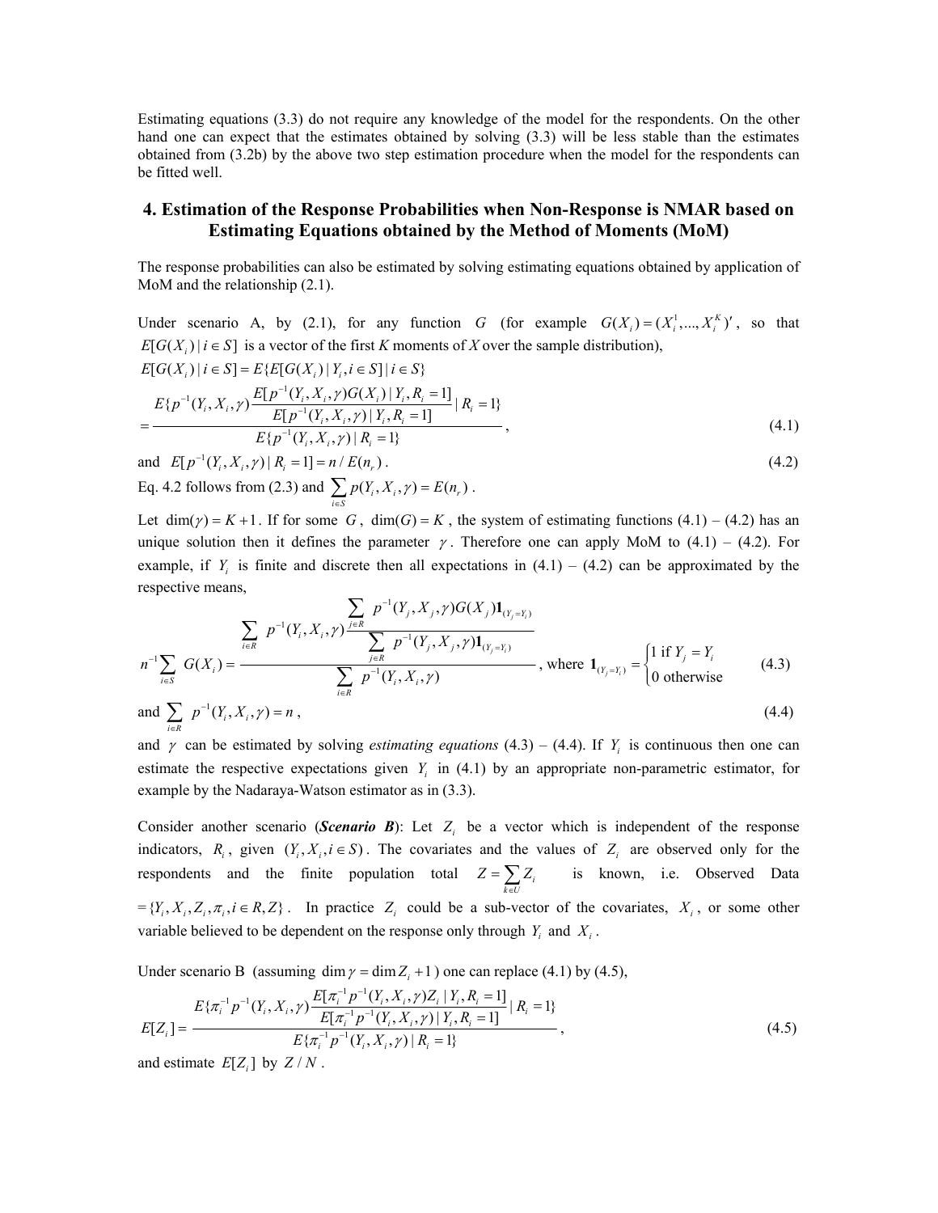Estimating equations (3.3) do not require any knowledge of the model for the respondents. On the other hand one can expect that the estimates obtained by solving (3.3) will be less stable than the estimates obtained from (3.2b) by the above two step estimation procedure when the model for the respondents can be fitted well.

## 4. Estimation of the Response Probabilities when Non-Response is NMAR based on Estimating Equations obtained by the Method of Moments (MoM)

The response probabilities can also be estimated by solving estimating equations obtained by application of MoM and the relationship (2.1).

Under scenario A, by (2.1), for any function $G$ (for example $G(X_i) = (X_i^1, ..., X_i^K)'$, so that $E[G(X_i) \mid i \in S]$ is a vector of the first $K$ moments of $X$ over the sample distribution),

$$E[G(X_i) \mid i \in S] = E\{E[G(X_i) \mid Y_i, i \in S] \mid i \in S\}$$

$$= \frac{E\{p^{-1}(Y_i, X_i, \gamma) \dfrac{E[p^{-1}(Y_i, X_i, \gamma) G(X_i) \mid Y_i, R_i = 1]}{E[p^{-1}(Y_i, X_i, \gamma) \mid Y_i, R_i = 1]} \mid R_i = 1\}}{E\{p^{-1}(Y_i, X_i, \gamma) \mid R_i = 1\}}, \tag{4.1}$$

and $E[p^{-1}(Y_i, X_i, \gamma) \mid R_i = 1] = n / E(n_r)$. $\quad$ (4.2)

Eq. 4.2 follows from (2.3) and $\sum_{i \in S} p(Y_i, X_i, \gamma) = E(n_r)$.

Let $\dim(\gamma) = K + 1$. If for some $G$, $\dim(G) = K$, the system of estimating functions (4.1) – (4.2) has an unique solution then it defines the parameter $\gamma$. Therefore one can apply MoM to (4.1) – (4.2). For example, if $Y_i$ is finite and discrete then all expectations in (4.1) – (4.2) can be approximated by the respective means,

$$n^{-1} \sum_{i \in S} G(X_i) = \frac{\sum_{i \in R} p^{-1}(Y_i, X_i, \gamma) \dfrac{\sum_{j \in R} p^{-1}(Y_j, X_j, \gamma) G(X_j) \mathbf{1}_{(Y_j = Y_i)}}{\sum_{j \in R} p^{-1}(Y_j, X_j, \gamma) \mathbf{1}_{(Y_j = Y_i)}}}{\sum_{i \in R} p^{-1}(Y_i, X_i, \gamma)}, \text{ where } \mathbf{1}_{(Y_j = Y_i)} = \begin{cases} 1 \text{ if } Y_j = Y_i \\ 0 \text{ otherwise} \end{cases} \tag{4.3}$$

and $\sum_{i \in R} p^{-1}(Y_i, X_i, \gamma) = n$, $\quad$ (4.4)

and $\gamma$ can be estimated by solving *estimating equations* (4.3) – (4.4). If $Y_i$ is continuous then one can estimate the respective expectations given $Y_i$ in (4.1) by an appropriate non-parametric estimator, for example by the Nadaraya-Watson estimator as in (3.3).

Consider another scenario (***Scenario B***): Let $Z_i$ be a vector which is independent of the response indicators, $R_i$, given $(Y_i, X_i, i \in S)$. The covariates and the values of $Z_i$ are observed only for the respondents and the finite population total $Z = \sum_{k \in U} Z_i$ is known, i.e. Observed Data $= \{Y_i, X_i, Z_i, \pi_i, i \in R, Z\}$. In practice $Z_i$ could be a sub-vector of the covariates, $X_i$, or some other variable believed to be dependent on the response only through $Y_i$ and $X_i$.

Under scenario B (assuming $\dim \gamma = \dim Z_i + 1$) one can replace (4.1) by (4.5),

$$E[Z_i] = \frac{E\{\pi_i^{-1} p^{-1}(Y_i, X_i, \gamma) \dfrac{E[\pi_i^{-1} p^{-1}(Y_i, X_i, \gamma) Z_i \mid Y_i, R_i = 1]}{E[\pi_i^{-1} p^{-1}(Y_i, X_i, \gamma) \mid Y_i, R_i = 1]} \mid R_i = 1\}}{E\{\pi_i^{-1} p^{-1}(Y_i, X_i, \gamma) \mid R_i = 1\}}, \tag{4.5}$$

and estimate $E[Z_i]$ by $Z / N$.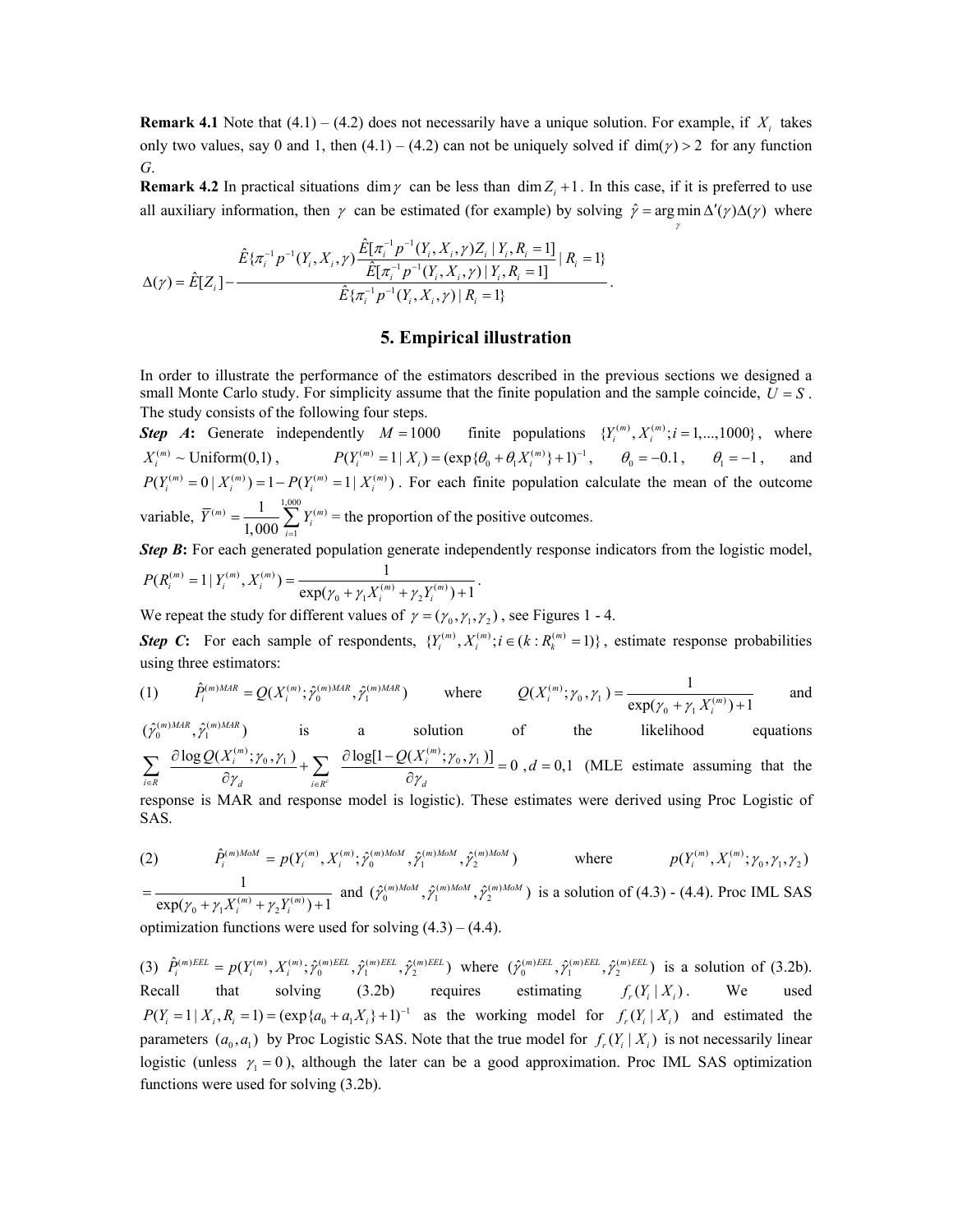**Remark 4.1** Note that (4.1) – (4.2) does not necessarily have a unique solution. For example, if $X_i$ takes only two values, say 0 and 1, then (4.1) – (4.2) can not be uniquely solved if $\dim(\gamma) > 2$ for any function *G*.

**Remark 4.2** In practical situations $\dim \gamma$ can be less than $\dim Z_i + 1$. In this case, if it is preferred to use all auxiliary information, then $\gamma$ can be estimated (for example) by solving $\hat{\gamma} = \arg\min_{\gamma} \Delta'(\gamma)\Delta(\gamma)$ where

$$\Delta(\gamma) = \hat{E}[Z_i] - \frac{\hat{E}\{\pi_i^{-1} p^{-1}(Y_i, X_i, \gamma) \dfrac{\hat{E}[\pi_i^{-1} p^{-1}(Y_i, X_i, \gamma) Z_i \mid Y_i, R_i = 1]}{\hat{E}[\pi_i^{-1} p^{-1}(Y_i, X_i, \gamma) \mid Y_i, R_i = 1]} \mid R_i = 1\}}{\hat{E}\{\pi_i^{-1} p^{-1}(Y_i, X_i, \gamma) \mid R_i = 1\}}.$$

## 5. Empirical illustration

In order to illustrate the performance of the estimators described in the previous sections we designed a small Monte Carlo study. For simplicity assume that the finite population and the sample coincide, $U = S$. The study consists of the following four steps.

***Step A*:** Generate independently $M = 1000$ finite populations $\{Y_i^{(m)}, X_i^{(m)}; i = 1,...,1000\}$, where $X_i^{(m)} \sim \text{Uniform}(0,1)$, $P(Y_i^{(m)} = 1 \mid X_i) = (\exp\{\theta_0 + \theta_1 X_i^{(m)}\} + 1)^{-1}$, $\theta_0 = -0.1$, $\theta_1 = -1$, and $P(Y_i^{(m)} = 0 \mid X_i^{(m)}) = 1 - P(Y_i^{(m)} = 1 \mid X_i^{(m)})$. For each finite population calculate the mean of the outcome variable, $\bar{Y}^{(m)} = \frac{1}{1{,}000} \sum_{i=1}^{1{,}000} Y_i^{(m)} =$ the proportion of the positive outcomes.

***Step B*:** For each generated population generate independently response indicators from the logistic model, $P(R_i^{(m)} = 1 \mid Y_i^{(m)}, X_i^{(m)}) = \dfrac{1}{\exp(\gamma_0 + \gamma_1 X_i^{(m)} + \gamma_2 Y_i^{(m)}) + 1}$.

We repeat the study for different values of $\gamma = (\gamma_0, \gamma_1, \gamma_2)$, see Figures 1 - 4.

***Step C*:** For each sample of respondents, $\{Y_i^{(m)}, X_i^{(m)}; i \in (k : R_k^{(m)} = 1)\}$, estimate response probabilities using three estimators:

(1) $\hat{P}_i^{(m)MAR} = Q(X_i^{(m)}; \hat{\gamma}_0^{(m)MAR}, \hat{\gamma}_1^{(m)MAR})$ where $Q(X_i^{(m)}; \gamma_0, \gamma_1) = \dfrac{1}{\exp(\gamma_0 + \gamma_1 X_i^{(m)}) + 1}$ and $(\hat{\gamma}_0^{(m)MAR}, \hat{\gamma}_1^{(m)MAR})$ is a solution of the likelihood equations $\sum_{i \in R} \dfrac{\partial \log Q(X_i^{(m)}; \gamma_0, \gamma_1)}{\partial \gamma_d} + \sum_{i \in R^c} \dfrac{\partial \log[1 - Q(X_i^{(m)}; \gamma_0, \gamma_1)]}{\partial \gamma_d} = 0$, $d = 0,1$ (MLE estimate assuming that the response is MAR and response model is logistic). These estimates were derived using Proc Logistic of SAS.

(2) $\hat{P}_i^{(m)MoM} = p(Y_i^{(m)}, X_i^{(m)}; \hat{\gamma}_0^{(m)MoM}, \hat{\gamma}_1^{(m)MoM}, \hat{\gamma}_2^{(m)MoM})$ where $p(Y_i^{(m)}, X_i^{(m)}; \gamma_0, \gamma_1, \gamma_2) = \dfrac{1}{\exp(\gamma_0 + \gamma_1 X_i^{(m)} + \gamma_2 Y_i^{(m)}) + 1}$ and $(\hat{\gamma}_0^{(m)MoM}, \hat{\gamma}_1^{(m)MoM}, \hat{\gamma}_2^{(m)MoM})$ is a solution of (4.3) - (4.4). Proc IML SAS optimization functions were used for solving (4.3) – (4.4).

(3) $\hat{P}_i^{(m)EEL} = p(Y_i^{(m)}, X_i^{(m)}; \hat{\gamma}_0^{(m)EEL}, \hat{\gamma}_1^{(m)EEL}, \hat{\gamma}_2^{(m)EEL})$ where $(\hat{\gamma}_0^{(m)EEL}, \hat{\gamma}_1^{(m)EEL}, \hat{\gamma}_2^{(m)EEL})$ is a solution of (3.2b). Recall that solving (3.2b) requires estimating $f_r(Y_i \mid X_i)$. We used $P(Y_i = 1 \mid X_i, R_i = 1) = (\exp\{a_0 + a_1 X_i\} + 1)^{-1}$ as the working model for $f_r(Y_i \mid X_i)$ and estimated the parameters $(a_0, a_1)$ by Proc Logistic SAS. Note that the true model for $f_r(Y_i \mid X_i)$ is not necessarily linear logistic (unless $\gamma_1 = 0$), although the later can be a good approximation. Proc IML SAS optimization functions were used for solving (3.2b).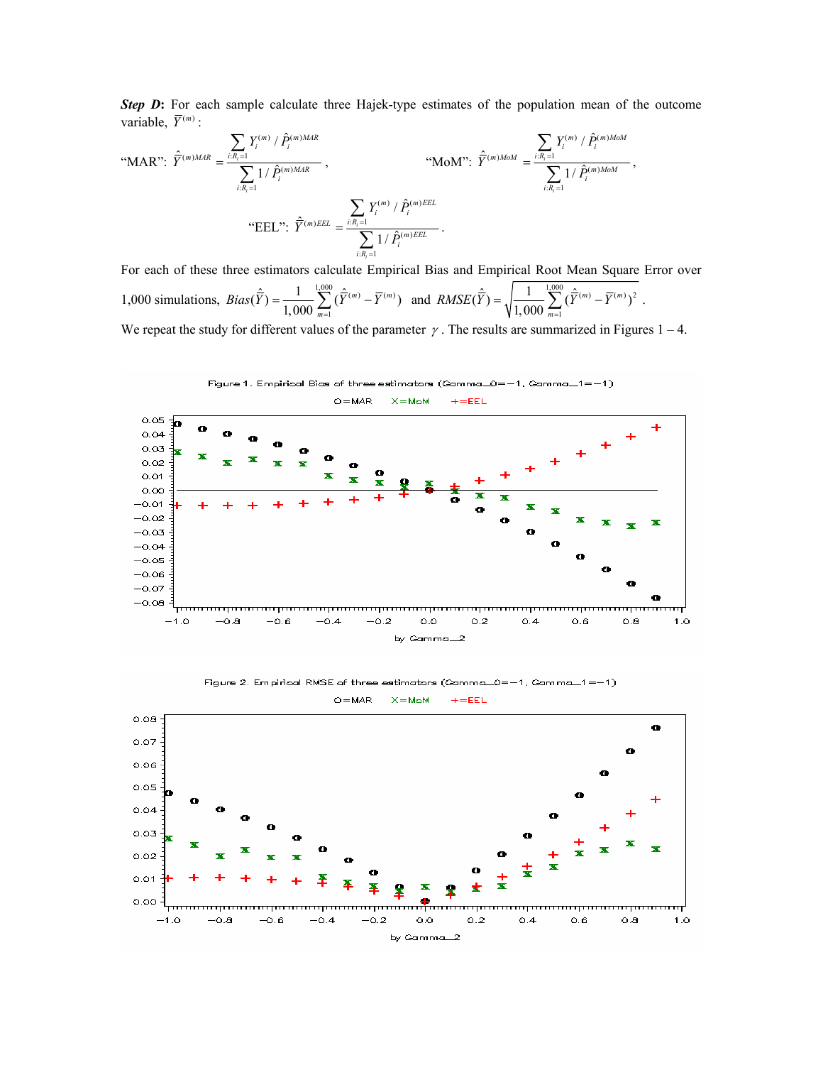***Step D*:** For each sample calculate three Hajek-type estimates of the population mean of the outcome variable, $\bar{Y}^{(m)}$:

"MAR": $\hat{\bar{Y}}^{(m)MAR} = \dfrac{\sum_{i:R_i=1} Y_i^{(m)} / \hat{P}_i^{(m)MAR}}{\sum_{i:R_i=1} 1/\hat{P}_i^{(m)MAR}}$, "MoM": $\hat{\bar{Y}}^{(m)MoM} = \dfrac{\sum_{i:R_i=1} Y_i^{(m)} / \hat{P}_i^{(m)MoM}}{\sum_{i:R_i=1} 1/\hat{P}_i^{(m)MoM}}$,

"EEL": $\hat{\bar{Y}}^{(m)EEL} = \dfrac{\sum_{i:R_i=1} Y_i^{(m)} / \hat{P}_i^{(m)EEL}}{\sum_{i:R_i=1} 1/\hat{P}_i^{(m)EEL}}$.

For each of these three estimators calculate Empirical Bias and Empirical Root Mean Square Error over 1,000 simulations, $Bias(\hat{\bar{Y}}) = \dfrac{1}{1{,}000}\sum_{m=1}^{1{,}000}(\hat{\bar{Y}}^{(m)} - \bar{Y}^{(m)})$ and $RMSE(\hat{\bar{Y}}) = \sqrt{\dfrac{1}{1{,}000}\sum_{m=1}^{1{,}000}(\hat{\bar{Y}}^{(m)} - \bar{Y}^{(m)})^2}$.

We repeat the study for different values of the parameter $\gamma$. The results are summarized in Figures 1 – 4.

Figure 1. Empirical Bias of three estimators (Gamma_0=−1, Gamma_1=−1)

Figure 2. Empirical RMSE of three estimators (Gamma_0=−1, Gamma_1=−1)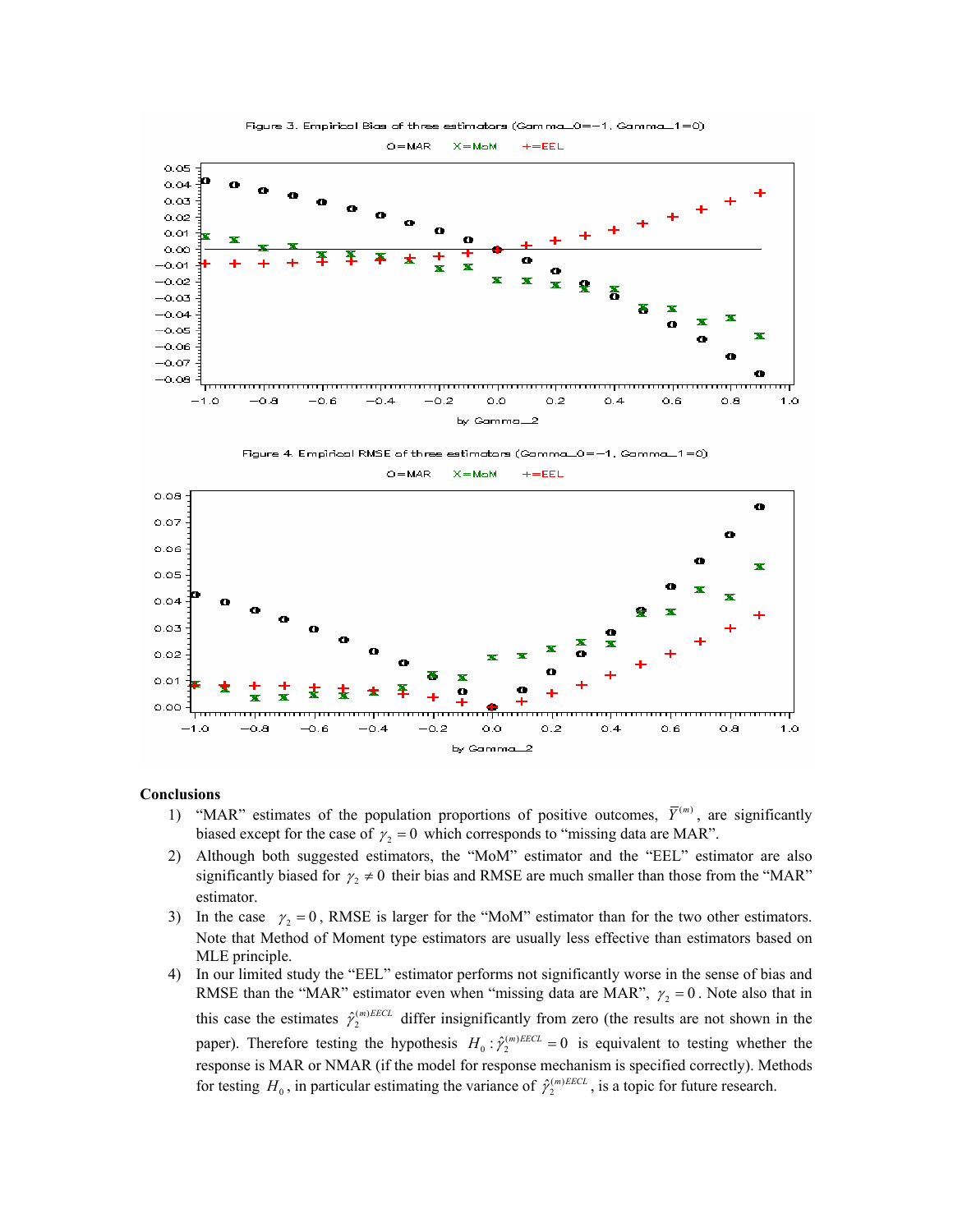Figure 3. Empirical Bias of three estimators (Gamma_0=−1, Gamma_1=0)

Figure 4. Empirical RMSE of three estimators (Gamma_0=−1, Gamma_1=0)

**Conclusions**

1) "MAR" estimates of the population proportions of positive outcomes, $\overline{Y}^{(m)}$, are significantly biased except for the case of $\gamma_2 = 0$ which corresponds to "missing data are MAR".
2) Although both suggested estimators, the "MoM" estimator and the "EEL" estimator are also significantly biased for $\gamma_2 \neq 0$ their bias and RMSE are much smaller than those from the "MAR" estimator.
3) In the case $\gamma_2 = 0$, RMSE is larger for the "MoM" estimator than for the two other estimators. Note that Method of Moment type estimators are usually less effective than estimators based on MLE principle.
4) In our limited study the "EEL" estimator performs not significantly worse in the sense of bias and RMSE than the "MAR" estimator even when "missing data are MAR", $\gamma_2 = 0$. Note also that in this case the estimates $\hat{\gamma}_2^{(m)EECL}$ differ insignificantly from zero (the results are not shown in the paper). Therefore testing the hypothesis $H_0 : \hat{\gamma}_2^{(m)EECL} = 0$ is equivalent to testing whether the response is MAR or NMAR (if the model for response mechanism is specified correctly). Methods for testing $H_0$, in particular estimating the variance of $\hat{\gamma}_2^{(m)EECL}$, is a topic for future research.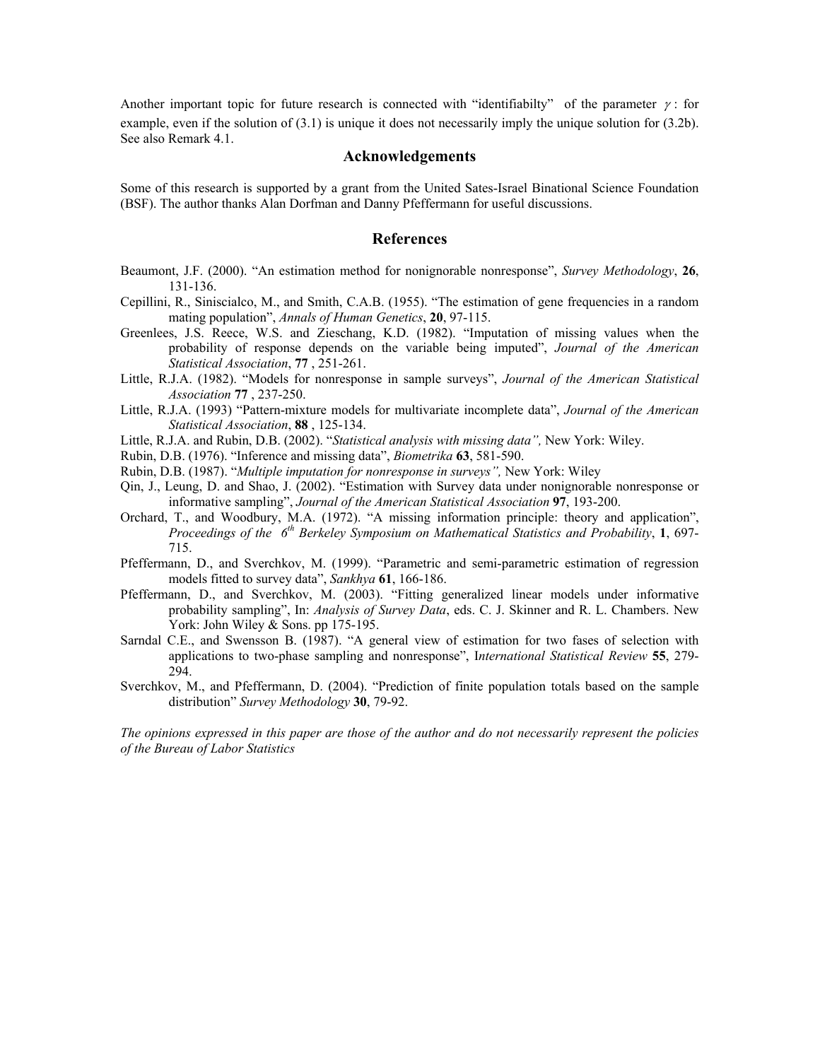Another important topic for future research is connected with "identifiabilty" of the parameter $\gamma$: for example, even if the solution of (3.1) is unique it does not necessarily imply the unique solution for (3.2b). See also Remark 4.1.

## Acknowledgements

Some of this research is supported by a grant from the United Sates-Israel Binational Science Foundation (BSF). The author thanks Alan Dorfman and Danny Pfeffermann for useful discussions.

## References

Beaumont, J.F. (2000). "An estimation method for nonignorable nonresponse", *Survey Methodology*, **26**, 131-136.

Cepillini, R., Siniscialco, M., and Smith, C.A.B. (1955). "The estimation of gene frequencies in a random mating population", *Annals of Human Genetics*, **20**, 97-115.

Greenlees, J.S. Reece, W.S. and Zieschang, K.D. (1982). "Imputation of missing values when the probability of response depends on the variable being imputed", *Journal of the American Statistical Association*, **77** , 251-261.

Little, R.J.A. (1982). "Models for nonresponse in sample surveys", *Journal of the American Statistical Association* **77** , 237-250.

Little, R.J.A. (1993) "Pattern-mixture models for multivariate incomplete data", *Journal of the American Statistical Association*, **88** , 125-134.

Little, R.J.A. and Rubin, D.B. (2002). "*Statistical analysis with missing data",* New York: Wiley.

Rubin, D.B. (1976). "Inference and missing data", *Biometrika* **63**, 581-590.

Rubin, D.B. (1987). "*Multiple imputation for nonresponse in surveys",* New York: Wiley

Qin, J., Leung, D. and Shao, J. (2002). "Estimation with Survey data under nonignorable nonresponse or informative sampling", *Journal of the American Statistical Association* **97**, 193-200.

Orchard, T., and Woodbury, M.A. (1972). "A missing information principle: theory and application", *Proceedings of the 6th Berkeley Symposium on Mathematical Statistics and Probability*, **1**, 697-715.

Pfeffermann, D., and Sverchkov, M. (1999). "Parametric and semi-parametric estimation of regression models fitted to survey data", *Sankhya* **61**, 166-186.

Pfeffermann, D., and Sverchkov, M. (2003). "Fitting generalized linear models under informative probability sampling", In: *Analysis of Survey Data*, eds. C. J. Skinner and R. L. Chambers. New York: John Wiley & Sons. pp 175-195.

Sarndal C.E., and Swensson B. (1987). "A general view of estimation for two fases of selection with applications to two-phase sampling and nonresponse", I*nternational Statistical Review* **55**, 279-294.

Sverchkov, M., and Pfeffermann, D. (2004). "Prediction of finite population totals based on the sample distribution" *Survey Methodology* **30**, 79-92.

*The opinions expressed in this paper are those of the author and do not necessarily represent the policies of the Bureau of Labor Statistics*